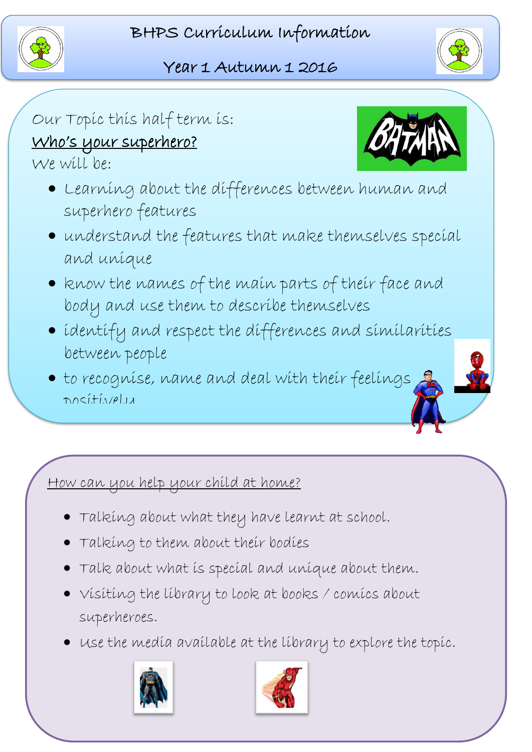# BHPS Curriculum Information

## Year 1 Autumn 1 2016

Our Topic this half term is:

**Who's your superhero?**

We will be:

- Learning about the differences between human and superhero features
- understand the features that make themselves special and unique
- know the names of the main parts of their face and body and use them to describe themselves
- identify and respect the differences and similarities between people
- to recognise, name and deal with their feelings positively

### How can you help your child at home?

- Talking about what they have learnt at school.
- Talking to them about their bodies
- Talk about what is special and unique about them.
- Visiting the library to look at books / comics about superheroes.
- Use the media available at the library to explore the topic.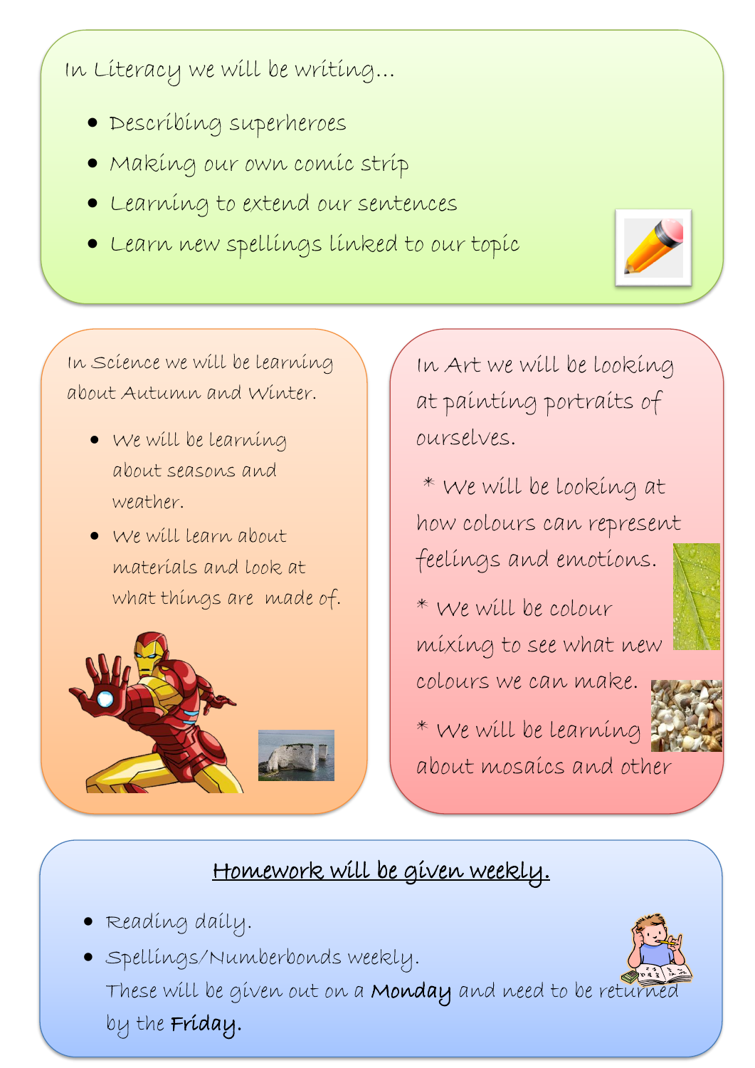In Literacy we will be writing…

- Describing superheroes
- Making our own comic strip
- Learning to extend our sentences
- Learn new spellings linked to our topic

In Science we will be learning about Autumn and Winter.

- We will be learning about seasons and weather.
- We will learn about materials and look at what things are made of.

In Art we will be looking at painting portraits of ourselves.

* We will be looking at how colours can represent feelings and emotions.

* We will be colour mixing to see what new colours we can make.

* We will be learning about mosaics and other

<u>Homework will be given weekly.</u>

- Reading daily.
- Spellings/Numberbonds weekly.
  These will be given out on a **Monday** and need to be returned by the **Friday**.